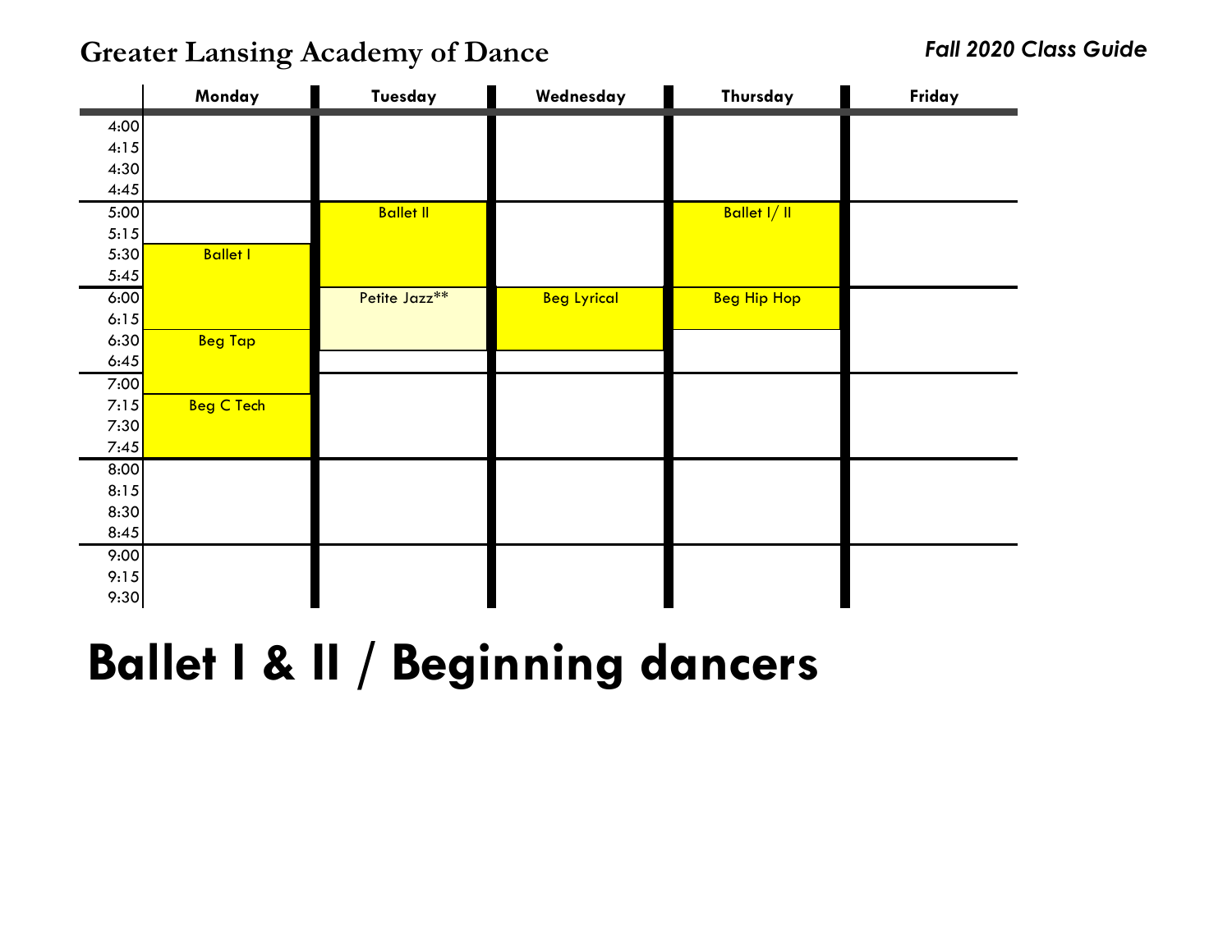# Greater Lansing Academy of Dance

***Fall 2020 Class Guide***

| | Monday | Tuesday | Wednesday | Thursday | Friday |
|---|---|---|---|---|---|
| 4:00 | | | | | |
| 4:15 | | | | | |
| 4:30 | | | | | |
| 4:45 | | | | | |
| 5:00 | | Ballet II | | Ballet I/ II | |
| 5:15 | | | | | |
| 5:30 | Ballet I | | | | |
| 5:45 | | | | | |
| 6:00 | | Petite Jazz** | Beg Lyrical | Beg Hip Hop | |
| 6:15 | | | | | |
| 6:30 | Beg Tap | | | | |
| 6:45 | | | | | |
| 7:00 | | | | | |
| 7:15 | Beg C Tech | | | | |
| 7:30 | | | | | |
| 7:45 | | | | | |
| 8:00 | | | | | |
| 8:15 | | | | | |
| 8:30 | | | | | |
| 8:45 | | | | | |
| 9:00 | | | | | |
| 9:15 | | | | | |
| 9:30 | | | | | |

# Ballet I & II / Beginning dancers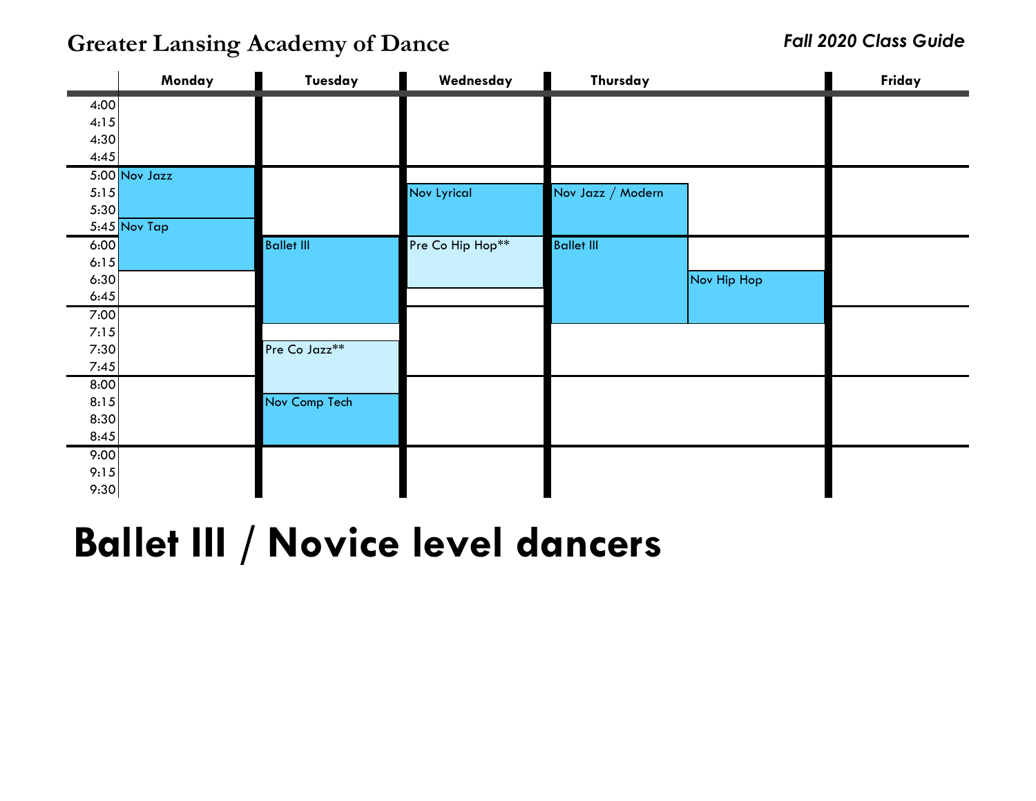**Greater Lansing Academy of Dance** *Fall 2020 Class Guide*

| | Monday | Tuesday | Wednesday | Thursday | | Friday |
|---|---|---|---|---|---|---|
| 4:00 | | | | | | |
| 4:15 | | | | | | |
| 4:30 | | | | | | |
| 4:45 | | | | | | |
| 5:00 | Nov Jazz | | | | | |
| 5:15 | | | Nov Lyrical | Nov Jazz / Modern | | |
| 5:30 | | | | | | |
| 5:45 | Nov Tap | | | | | |
| 6:00 | | Ballet III | Pre Co Hip Hop** | Ballet III | | |
| 6:15 | | | | | | |
| 6:30 | | | | | Nov Hip Hop | |
| 6:45 | | | | | | |
| 7:00 | | | | | | |
| 7:15 | | | | | | |
| 7:30 | | Pre Co Jazz** | | | | |
| 7:45 | | | | | | |
| 8:00 | | | | | | |
| 8:15 | | Nov Comp Tech | | | | |
| 8:30 | | | | | | |
| 8:45 | | | | | | |
| 9:00 | | | | | | |
| 9:15 | | | | | | |
| 9:30 | | | | | | |

# Ballet III / Novice level dancers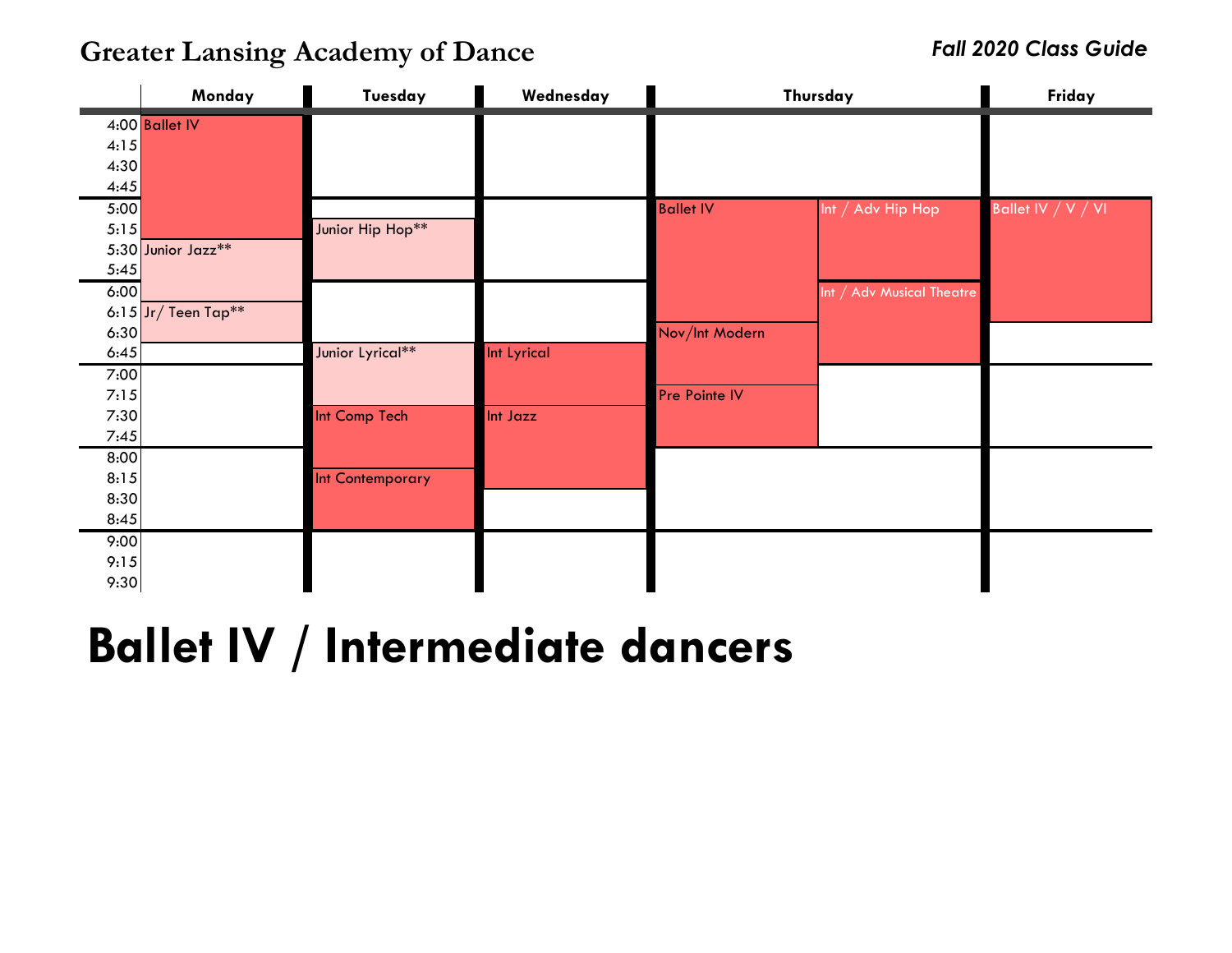# Greater Lansing Academy of Dance

***Fall 2020 Class Guide***

| | Monday | Tuesday | Wednesday | Thursday | | Friday |
|---|---|---|---|---|---|---|
| 4:00 | Ballet IV | | | | | |
| 4:15 | | | | | | |
| 4:30 | | | | | | |
| 4:45 | | | | | | |
| 5:00 | | | | Ballet IV | Int / Adv Hip Hop | Ballet IV / V / VI |
| 5:15 | | Junior Hip Hop** | | | | |
| 5:30 | Junior Jazz** | | | | | |
| 5:45 | | | | | | |
| 6:00 | | | | | Int / Adv Musical Theatre | |
| 6:15 | Jr/ Teen Tap** | | | | | |
| 6:30 | | | | Nov/Int Modern | | |
| 6:45 | | Junior Lyrical** | Int Lyrical | | | |
| 7:00 | | | | | | |
| 7:15 | | | | Pre Pointe IV | | |
| 7:30 | | Int Comp Tech | Int Jazz | | | |
| 7:45 | | | | | | |
| 8:00 | | | | | | |
| 8:15 | | Int Contemporary | | | | |
| 8:30 | | | | | | |
| 8:45 | | | | | | |
| 9:00 | | | | | | |
| 9:15 | | | | | | |
| 9:30 | | | | | | |

# Ballet IV / Intermediate dancers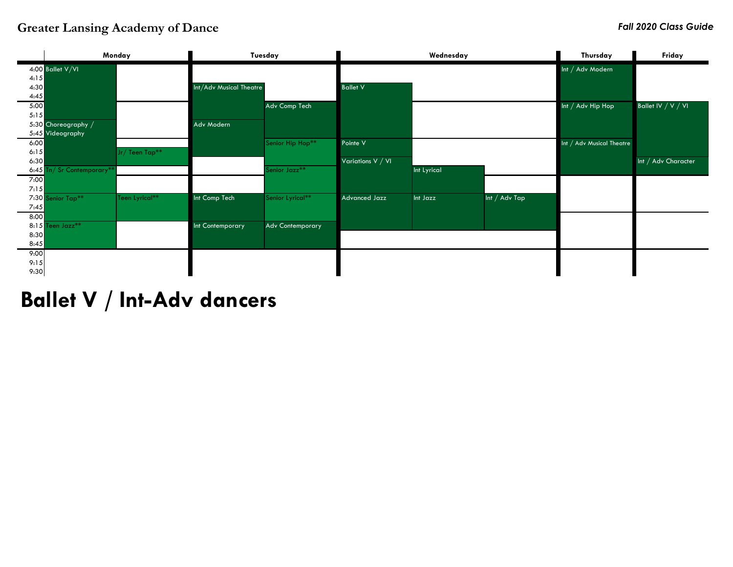**Greater Lansing Academy of Dance** *Fall 2020 Class Guide*

| Time | Monday | | Tuesday | | Wednesday | | | Thursday | Friday |
|---|---|---|---|---|---|---|---|---|---|
| 4:00 | Ballet V/VI | | | | | | | Int / Adv Modern | |
| 4:15 | | | | | | | | | |
| 4:30 | | | Int/Adv Musical Theatre | | Ballet V | | | | |
| 4:45 | | | | | | | | | |
| 5:00 | | | | Adv Comp Tech | | | | Int / Adv Hip Hop | Ballet IV / V / VI |
| 5:15 | | | | | | | | | |
| 5:30 | Choreography / Videography | | Adv Modern | | | | | | |
| 5:45 | | | | | | | | | |
| 6:00 | | | | Senior Hip Hop** | Pointe V | | | Int / Adv Musical Theatre | |
| 6:15 | | Jr/ Teen Tap** | | | | | | | |
| 6:30 | | | | | Variations V / VI | | | | Int / Adv Character |
| 6:45 | Tn/ Sr Contemporary** | | | Senior Jazz** | | Int Lyrical | | | |
| 7:00 | | | | | | | | | |
| 7:15 | | | | | | | | | |
| 7:30 | Senior Tap** | Teen Lyrical** | Int Comp Tech | Senior Lyrical** | Advanced Jazz | Int Jazz | Int / Adv Tap | | |
| 7:45 | | | | | | | | | |
| 8:00 | | | | | | | | | |
| 8:15 | Teen Jazz** | | Int Contemporary | Adv Contemporary | | | | | |
| 8:30 | | | | | | | | | |
| 8:45 | | | | | | | | | |
| 9:00 | | | | | | | | | |
| 9:15 | | | | | | | | | |
| 9:30 | | | | | | | | | |

# Ballet V / Int-Adv dancers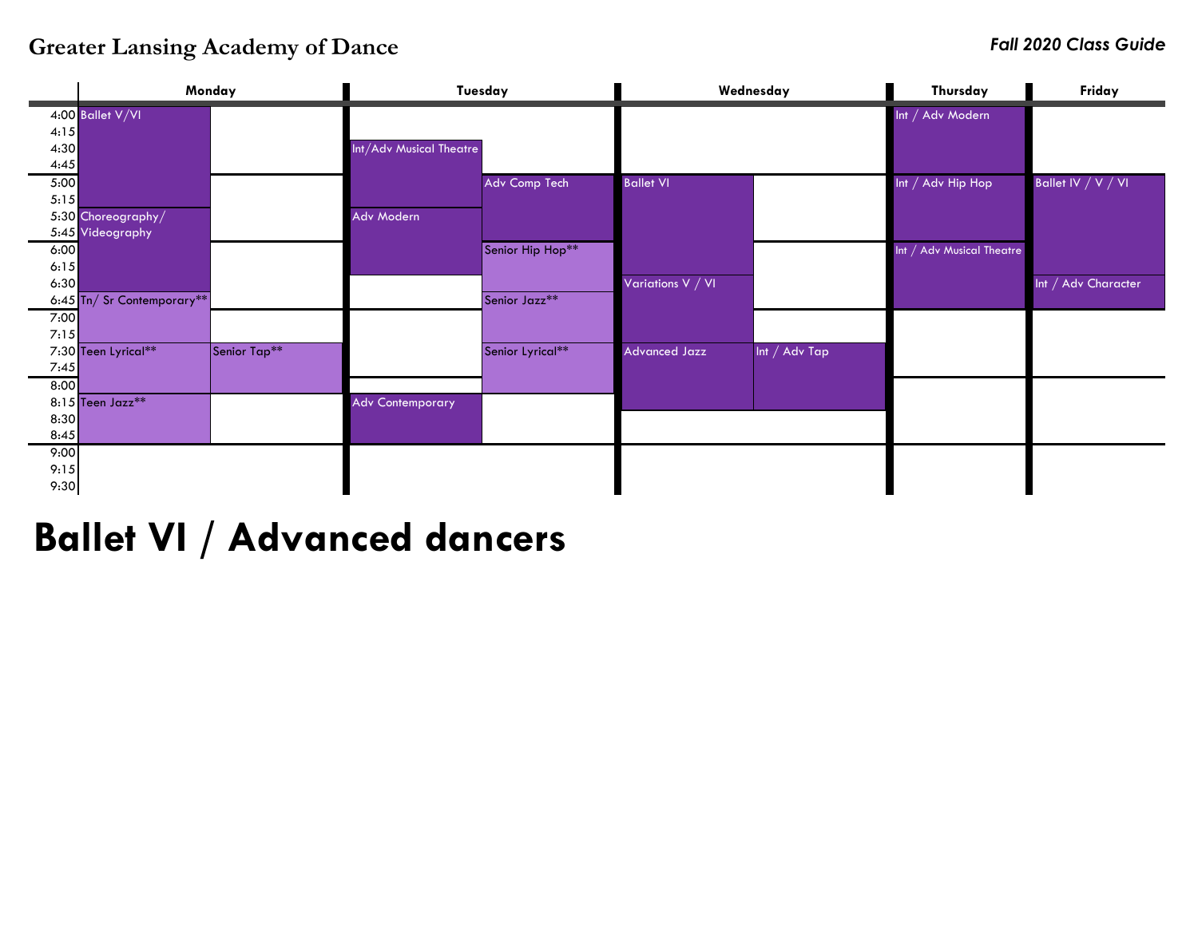**Greater Lansing Academy of Dance**

***Fall 2020 Class Guide***

| Time | Monday | Monday | Tuesday | Tuesday | Wednesday | Wednesday | Thursday | Friday |
|---|---|---|---|---|---|---|---|---|
| 4:00 | Ballet V/VI | | | | | | Int / Adv Modern | |
| 4:15 | | | | | | | | |
| 4:30 | | | Int/Adv Musical Theatre | | | | | |
| 4:45 | | | | | | | | |
| 5:00 | | | | Adv Comp Tech | Ballet VI | | Int / Adv Hip Hop | Ballet IV / V / VI |
| 5:15 | | | | | | | | |
| 5:30 | Choreography/ Videography | | Adv Modern | | | | | |
| 5:45 | | | | | | | | |
| 6:00 | | | | Senior Hip Hop** | | | Int / Adv Musical Theatre | |
| 6:15 | | | | | | | | |
| 6:30 | | | | | Variations V / VI | | | Int / Adv Character |
| 6:45 | Tn/ Sr Contemporary** | | | Senior Jazz** | | | | |
| 7:00 | | | | | | | | |
| 7:15 | | | | | | | | |
| 7:30 | Teen Lyrical** | Senior Tap** | | Senior Lyrical** | Advanced Jazz | Int / Adv Tap | | |
| 7:45 | | | | | | | | |
| 8:00 | | | | | | | | |
| 8:15 | Teen Jazz** | | Adv Contemporary | | | | | |
| 8:30 | | | | | | | | |
| 8:45 | | | | | | | | |
| 9:00 | | | | | | | | |
| 9:15 | | | | | | | | |
| 9:30 | | | | | | | | |

# Ballet VI / Advanced dancers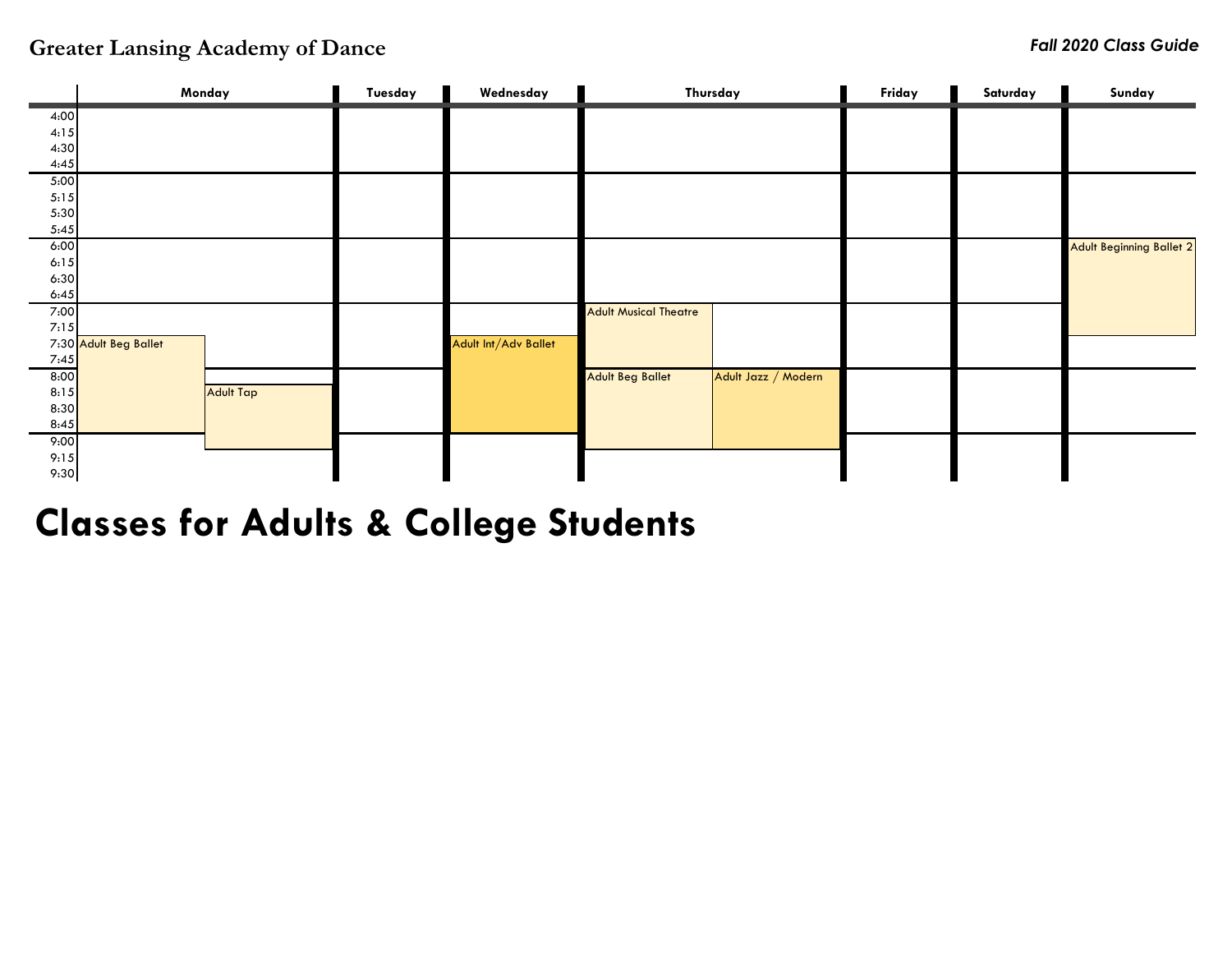**Greater Lansing Academy of Dance**

***Fall 2020 Class Guide***

| Time | Monday | | Tuesday | Wednesday | Thursday | | Friday | Saturday | Sunday |
|---|---|---|---|---|---|---|---|---|---|
| 4:00 | | | | | | | | | |
| 4:15 | | | | | | | | | |
| 4:30 | | | | | | | | | |
| 4:45 | | | | | | | | | |
| 5:00 | | | | | | | | | |
| 5:15 | | | | | | | | | |
| 5:30 | | | | | | | | | |
| 5:45 | | | | | | | | | |
| 6:00 | | | | | | | | | Adult Beginning Ballet 2 |
| 6:15 | | | | | | | | | |
| 6:30 | | | | | | | | | |
| 6:45 | | | | | | | | | |
| 7:00 | | | | | Adult Musical Theatre | | | | |
| 7:15 | | | | | | | | | |
| 7:30 | Adult Beg Ballet | | | Adult Int/Adv Ballet | | | | | |
| 7:45 | | | | | | | | | |
| 8:00 | | | | | Adult Beg Ballet | Adult Jazz / Modern | | | |
| 8:15 | | Adult Tap | | | | | | | |
| 8:30 | | | | | | | | | |
| 8:45 | | | | | | | | | |
| 9:00 | | | | | | | | | |
| 9:15 | | | | | | | | | |
| 9:30 | | | | | | | | | |

# Classes for Adults & College Students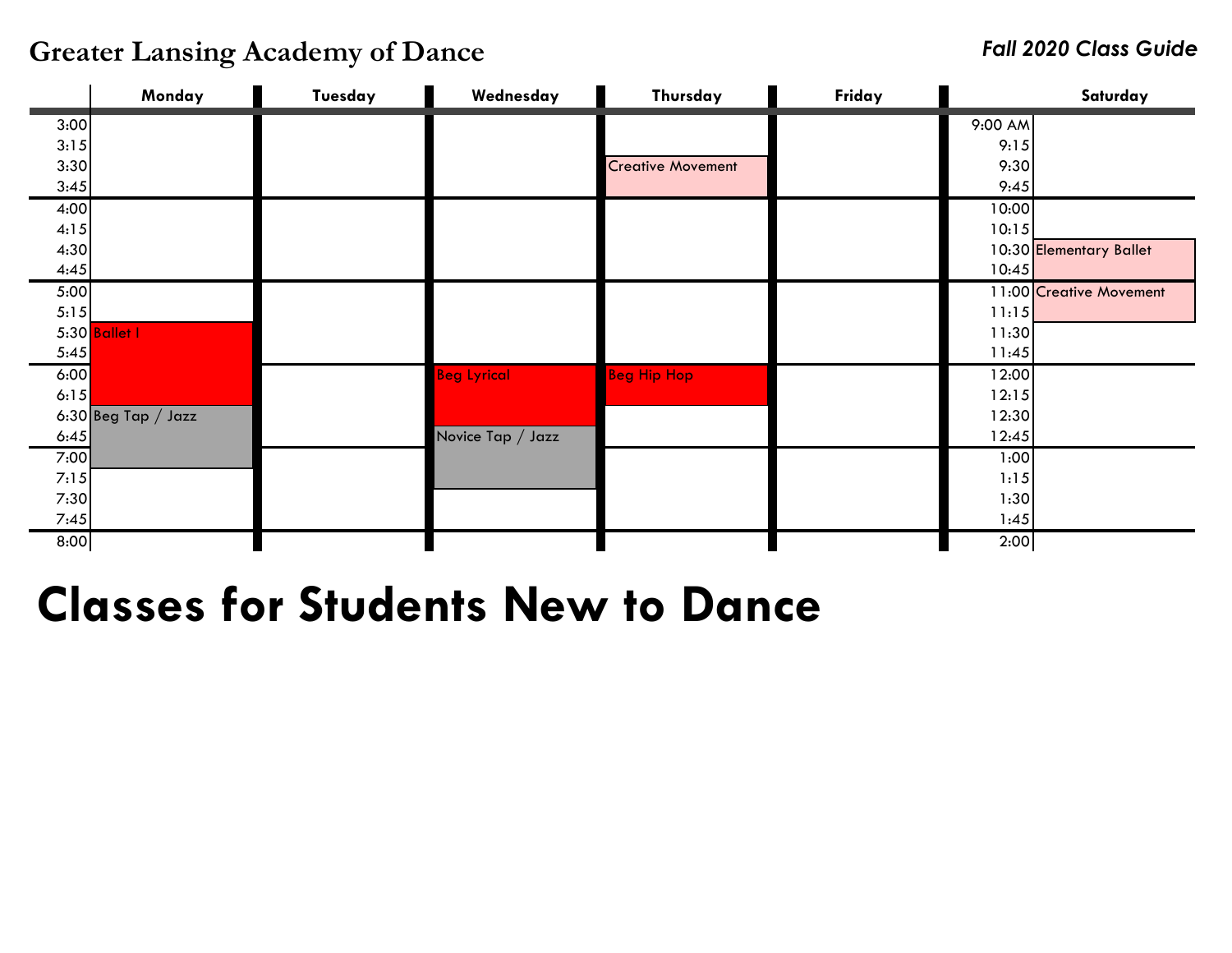# Greater Lansing Academy of Dance

***Fall 2020 Class Guide***

| | Monday | Tuesday | Wednesday | Thursday | Friday | | Saturday |
|---|---|---|---|---|---|---|---|
| 3:00 | | | | | | 9:00 AM | |
| 3:15 | | | | | | 9:15 | |
| 3:30 | | | | Creative Movement | | 9:30 | |
| 3:45 | | | | | | 9:45 | |
| 4:00 | | | | | | 10:00 | |
| 4:15 | | | | | | 10:15 | |
| 4:30 | | | | | | 10:30 | Elementary Ballet |
| 4:45 | | | | | | 10:45 | |
| 5:00 | | | | | | 11:00 | Creative Movement |
| 5:15 | | | | | | 11:15 | |
| 5:30 | Ballet I | | | | | 11:30 | |
| 5:45 | | | | | | 11:45 | |
| 6:00 | | | Beg Lyrical | Beg Hip Hop | | 12:00 | |
| 6:15 | | | | | | 12:15 | |
| 6:30 | Beg Tap / Jazz | | | | | 12:30 | |
| 6:45 | | | Novice Tap / Jazz | | | 12:45 | |
| 7:00 | | | | | | 1:00 | |
| 7:15 | | | | | | 1:15 | |
| 7:30 | | | | | | 1:30 | |
| 7:45 | | | | | | 1:45 | |
| 8:00 | | | | | | 2:00 | |

# Classes for Students New to Dance